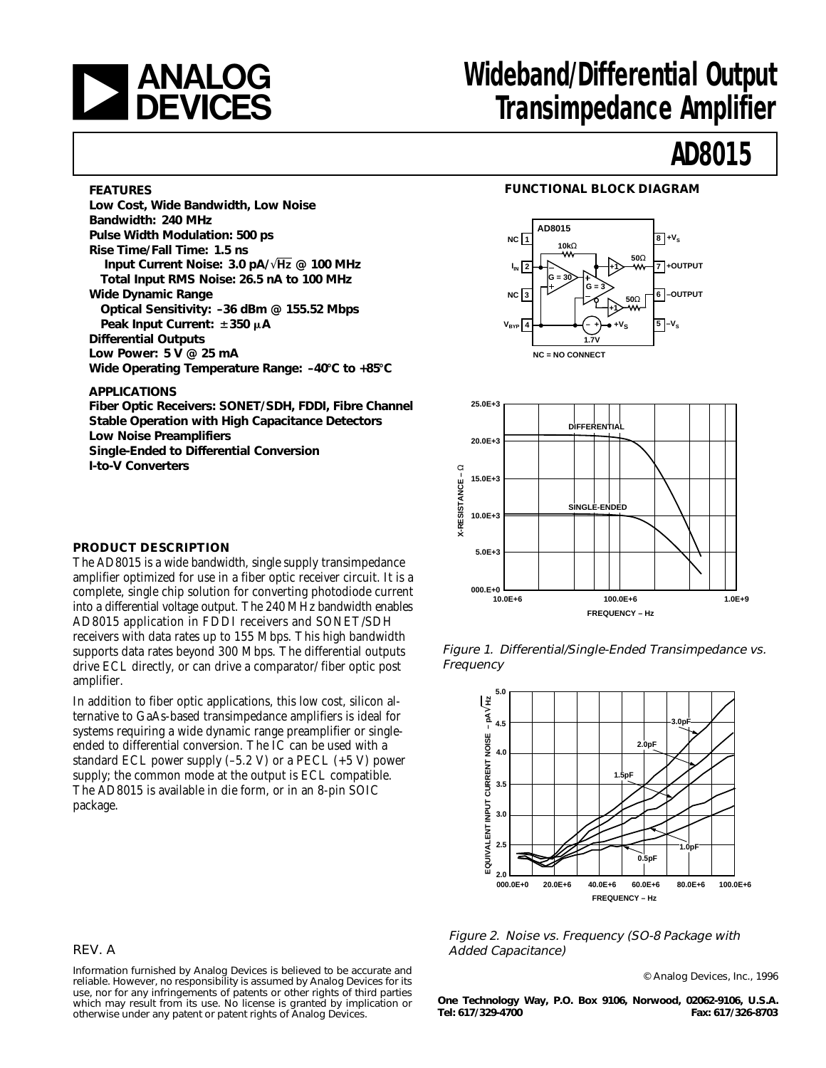# Wideband/Differential Output Transimpedance Amplifier

# AD8015

## FEATURES

**Low Cost, Wide Bandwidth, Low Noise**
**Bandwidth: 240 MHz**
**Pulse Width Modulation: 500 ps**
**Rise Time/Fall Time: 1.5 ns**
**Input Current Noise: 3.0 pA/√Hz @ 100 MHz**
**Total Input RMS Noise: 26.5 nA to 100 MHz**
**Wide Dynamic Range**
**Optical Sensitivity: –36 dBm @ 155.52 Mbps**
**Peak Input Current: ±350 μA**
**Differential Outputs**
**Low Power: 5 V @ 25 mA**
**Wide Operating Temperature Range: –40°C to +85°C**

## APPLICATIONS

**Fiber Optic Receivers: SONET/SDH, FDDI, Fibre Channel**
**Stable Operation with High Capacitance Detectors**
**Low Noise Preamplifiers**
**Single-Ended to Differential Conversion**
**I-to-V Converters**

## FUNCTIONAL BLOCK DIAGRAM

NC = NO CONNECT

Figure 1. Differential/Single-Ended Transimpedance vs. Frequency

Figure 2. Noise vs. Frequency (SO-8 Package with Added Capacitance)

## PRODUCT DESCRIPTION

The AD8015 is a wide bandwidth, single supply transimpedance amplifier optimized for use in a fiber optic receiver circuit. It is a complete, single chip solution for converting photodiode current into a differential voltage output. The 240 MHz bandwidth enables AD8015 application in FDDI receivers and SONET/SDH receivers with data rates up to 155 Mbps. This high bandwidth supports data rates beyond 300 Mbps. The differential outputs drive ECL directly, or can drive a comparator/fiber optic post amplifier.

In addition to fiber optic applications, this low cost, silicon alternative to GaAs-based transimpedance amplifiers is ideal for systems requiring a wide dynamic range preamplifier or single-ended to differential conversion. The IC can be used with a standard ECL power supply (–5.2 V) or a PECL (+5 V) power supply; the common mode at the output is ECL compatible. The AD8015 is available in die form, or in an 8-pin SOIC package.

REV. A

Information furnished by Analog Devices is believed to be accurate and reliable. However, no responsibility is assumed by Analog Devices for its use, nor for any infringements of patents or other rights of third parties which may result from its use. No license is granted by implication or otherwise under any patent or patent rights of Analog Devices.

© Analog Devices, Inc., 1996

**One Technology Way, P.O. Box 9106, Norwood, 02062-9106, U.S.A.**
**Tel: 617/329-4700 Fax: 617/326-8703**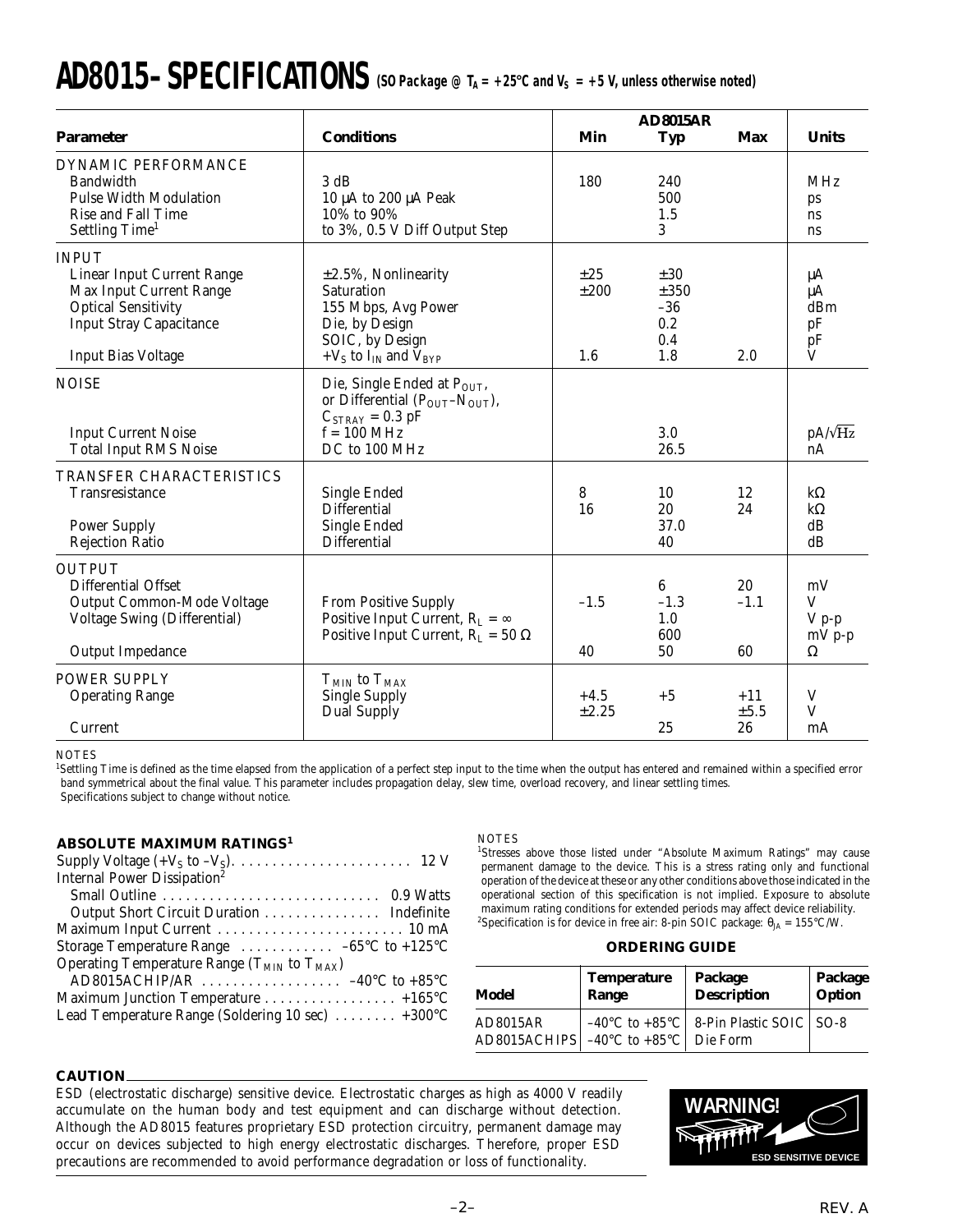# AD8015–SPECIFICATIONS (SO Package @ $T_A$ = +25°C and $V_S$ = +5 V, unless otherwise noted)

| Parameter | Conditions | AD8015AR Min | Typ | Max | Units |
|---|---|---|---|---|---|
| **DYNAMIC PERFORMANCE** | | | | | |
| Bandwidth | 3 dB | 180 | 240 | | MHz |
| Pulse Width Modulation | 10 µA to 200 µA Peak | | 500 | | ps |
| Rise and Fall Time | 10% to 90% | | 1.5 | | ns |
| Settling Time[1] | to 3%, 0.5 V Diff Output Step | | 3 | | ns |
| **INPUT** | | | | | |
| Linear Input Current Range | ±2.5%, Nonlinearity | ±25 | ±30 | | µA |
| Max Input Current Range | Saturation | ±200 | ±350 | | µA |
| Optical Sensitivity | 155 Mbps, Avg Power | | –36 | | dBm |
| Input Stray Capacitance | Die, by Design | | 0.2 | | pF |
| | SOIC, by Design | | 0.4 | | pF |
| Input Bias Voltage | $+V_S$ to $I_{IN}$ and $V_{BYP}$ | 1.6 | 1.8 | 2.0 | V |
| **NOISE** | Die, Single Ended at $P_{OUT}$, or Differential ($P_{OUT}$–$N_{OUT}$), $C_{STRAY}$ = 0.3 pF | | | | |
| Input Current Noise | f = 100 MHz | | 3.0 | | pA/√Hz |
| Total Input RMS Noise | DC to 100 MHz | | 26.5 | | nA |
| **TRANSFER CHARACTERISTICS** | | | | | |
| Transresistance | Single Ended | 8 | 10 | 12 | kΩ |
| | Differential | 16 | 20 | 24 | kΩ |
| Power Supply | Single Ended | | 37.0 | | dB |
| Rejection Ratio | Differential | | 40 | | dB |
| **OUTPUT** | | | | | |
| Differential Offset | | | 6 | 20 | mV |
| Output Common-Mode Voltage | From Positive Supply | –1.5 | –1.3 | –1.1 | V |
| Voltage Swing (Differential) | Positive Input Current, $R_L$ = ∞ | | 1.0 | | V p-p |
| | Positive Input Current, $R_L$ = 50 Ω | | 600 | | mV p-p |
| Output Impedance | | 40 | 50 | 60 | Ω |
| **POWER SUPPLY** | $T_{MIN}$ to $T_{MAX}$ | | | | |
| Operating Range | Single Supply | +4.5 | +5 | +11 | V |
| | Dual Supply | ±2.25 | | ±5.5 | V |
| Current | | | 25 | 26 | mA |

NOTES

[1]Settling Time is defined as the time elapsed from the application of a perfect step input to the time when the output has entered and remained within a specified error band symmetrical about the final value. This parameter includes propagation delay, slew time, overload recovery, and linear settling times.

Specifications subject to change without notice.

## ABSOLUTE MAXIMUM RATINGS[1]

Supply Voltage ($+V_S$ to $–V_S$) . . . . . 12 V
Internal Power Dissipation[2]
  Small Outline . . . . . 0.9 Watts
  Output Short Circuit Duration . . . . . Indefinite
Maximum Input Current . . . . . 10 mA
Storage Temperature Range . . . . . –65°C to +125°C
Operating Temperature Range ($T_{MIN}$ to $T_{MAX}$)
  AD8015ACHIP/AR . . . . . –40°C to +85°C
Maximum Junction Temperature . . . . . +165°C
Lead Temperature Range (Soldering 10 sec) . . . . . +300°C

NOTES

[1]Stresses above those listed under "Absolute Maximum Ratings" may cause permanent damage to the device. This is a stress rating only and functional operation of the device at these or any other conditions above those indicated in the operational section of this specification is not implied. Exposure to absolute maximum rating conditions for extended periods may affect device reliability.

[2]Specification is for device in free air: 8-pin SOIC package: $\theta_{JA}$ = 155°C/W.

## ORDERING GUIDE

| Model | Temperature Range | Package Description | Package Option |
|---|---|---|---|
| AD8015AR | –40°C to +85°C | 8-Pin Plastic SOIC | SO-8 |
| AD8015ACHIPS | –40°C to +85°C | Die Form | |

## CAUTION

ESD (electrostatic discharge) sensitive device. Electrostatic charges as high as 4000 V readily accumulate on the human body and test equipment and can discharge without detection. Although the AD8015 features proprietary ESD protection circuitry, permanent damage may occur on devices subjected to high energy electrostatic discharges. Therefore, proper ESD precautions are recommended to avoid performance degradation or loss of functionality.

WARNING! ESD SENSITIVE DEVICE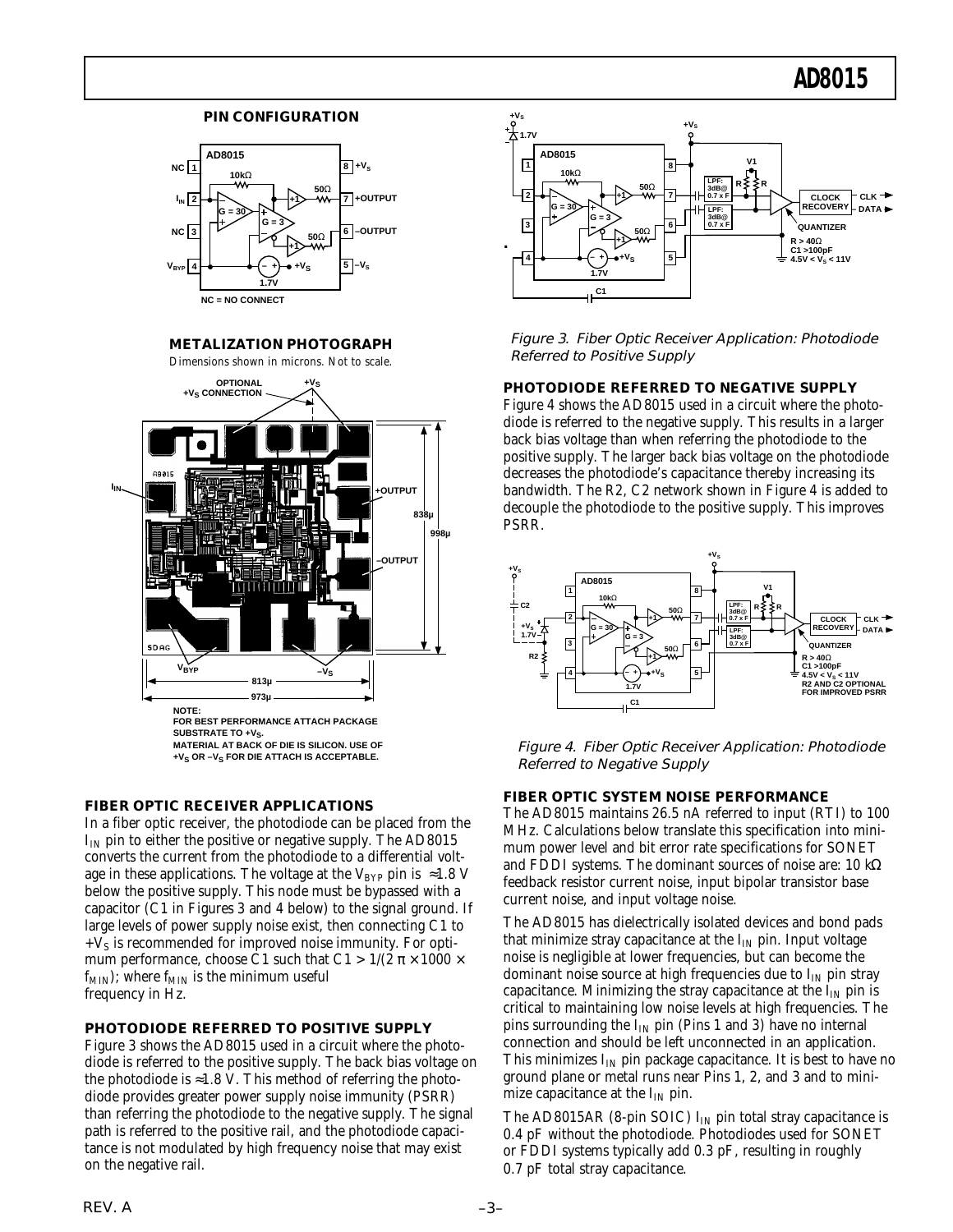## PIN CONFIGURATION

NC = NO CONNECT

## METALIZATION PHOTOGRAPH

Dimensions shown in microns. Not to scale.

NOTE:
FOR BEST PERFORMANCE ATTACH PACKAGE SUBSTRATE TO $+V_S$.
MATERIAL AT BACK OF DIE IS SILICON. USE OF $+V_S$ OR $–V_S$ FOR DIE ATTACH IS ACCEPTABLE.

## FIBER OPTIC RECEIVER APPLICATIONS

In a fiber optic receiver, the photodiode can be placed from the $I_{IN}$ pin to either the positive or negative supply. The AD8015 converts the current from the photodiode to a differential voltage in these applications. The voltage at the $V_{BYP}$ pin is ≈1.8 V below the positive supply. This node must be bypassed with a capacitor (C1 in Figures 3 and 4 below) to the signal ground. If large levels of power supply noise exist, then connecting C1 to $+V_S$ is recommended for improved noise immunity. For optimum performance, choose C1 such that $C1 > 1/(2\pi \times 1000 \times f_{MIN})$; where $f_{MIN}$ is the minimum useful frequency in Hz.

## PHOTODIODE REFERRED TO POSITIVE SUPPLY

Figure 3 shows the AD8015 used in a circuit where the photodiode is referred to the positive supply. The back bias voltage on the photodiode is ≈1.8 V. This method of referring the photodiode provides greater power supply noise immunity (PSRR) than referring the photodiode to the negative supply. The signal path is referred to the positive rail, and the photodiode capacitance is not modulated by high frequency noise that may exist on the negative rail.

Figure 3. Fiber Optic Receiver Application: Photodiode Referred to Positive Supply

## PHOTODIODE REFERRED TO NEGATIVE SUPPLY

Figure 4 shows the AD8015 used in a circuit where the photodiode is referred to the negative supply. This results in a larger back bias voltage than when referring the photodiode to the positive supply. The larger back bias voltage on the photodiode decreases the photodiode's capacitance thereby increasing its bandwidth. The R2, C2 network shown in Figure 4 is added to decouple the photodiode to the positive supply. This improves PSRR.

Figure 4. Fiber Optic Receiver Application: Photodiode Referred to Negative Supply

## FIBER OPTIC SYSTEM NOISE PERFORMANCE

The AD8015 maintains 26.5 nA referred to input (RTI) to 100 MHz. Calculations below translate this specification into minimum power level and bit error rate specifications for SONET and FDDI systems. The dominant sources of noise are: 10 kΩ feedback resistor current noise, input bipolar transistor base current noise, and input voltage noise.

The AD8015 has dielectrically isolated devices and bond pads that minimize stray capacitance at the $I_{IN}$ pin. Input voltage noise is negligible at lower frequencies, but can become the dominant noise source at high frequencies due to $I_{IN}$ pin stray capacitance. Minimizing the stray capacitance at the $I_{IN}$ pin is critical to maintaining low noise levels at high frequencies. The pins surrounding the $I_{IN}$ pin (Pins 1 and 3) have no internal connection and should be left unconnected in an application. This minimizes $I_{IN}$ pin package capacitance. It is best to have no ground plane or metal runs near Pins 1, 2, and 3 and to minimize capacitance at the $I_{IN}$ pin.

The AD8015AR (8-pin SOIC) $I_{IN}$ pin total stray capacitance is 0.4 pF without the photodiode. Photodiodes used for SONET or FDDI systems typically add 0.3 pF, resulting in roughly 0.7 pF total stray capacitance.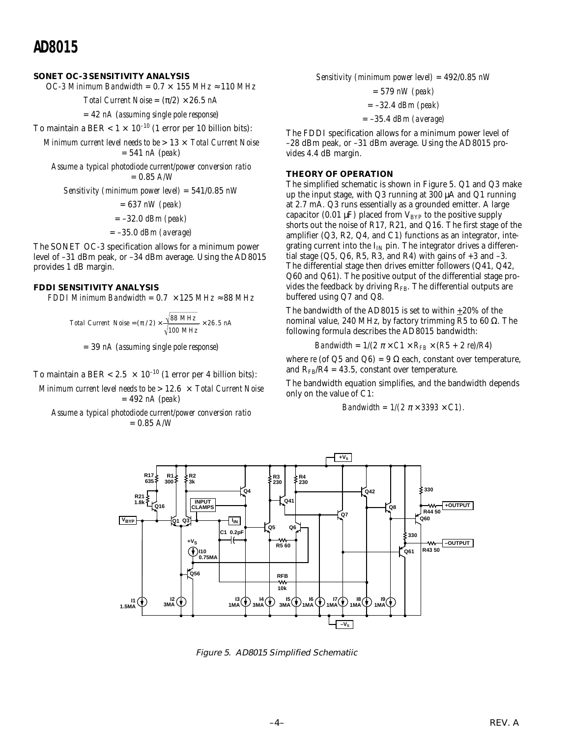### SONET OC-3 SENSITIVITY ANALYSIS

*OC-3 Minimum Bandwidth* $= 0.7 \times 155\ MHz \approx 110\ MHz$

*Total Current Noise* $= (\pi/2) \times 26.5\ nA$

$= 42\ nA$ *(assuming single pole response)*

To maintain a BER $< 1 \times 10^{-10}$ (1 error per 10 billion bits):

*Minimum current level needs to be* $> 13 \times$ *Total Current Noise* $= 541\ nA$ *(peak)*

*Assume a typical photodiode current/power conversion ratio* $= 0.85\ A/W$

*Sensitivity (minimum power level)* $= 541/0.85\ nW$

$= 637\ nW$ *(peak)*

$= -32.0\ dBm$ *(peak)*

$= -35.0\ dBm$ *(average)*

The SONET OC-3 specification allows for a minimum power level of –31 dBm peak, or –34 dBm average. Using the AD8015 provides 1 dB margin.

### FDDI SENSITIVITY ANALYSIS

*FDDI Minimum Bandwidth* $= 0.7 \times 125\ MHz \approx 88\ MHz$

$$Total\ Current\ Noise = (\pi/2) \times \frac{\sqrt{88\ MHz}}{\sqrt{100\ MHz}} \times 26.5\ nA$$

$= 39\ nA$ *(assuming single pole response)*

To maintain a BER $< 2.5 \times 10^{-10}$ (1 error per 4 billion bits):

*Minimum current level needs to be* $> 12.6 \times$ *Total Current Noise* $= 492\ nA$ *(peak)*

*Assume a typical photodiode current/power conversion ratio* $= 0.85\ A/W$

*Sensitivity (minimum power level)* $= 492/0.85\ nW$

$= 579\ nW$ *(peak)*

$= -32.4\ dBm$ *(peak)*

$= -35.4\ dBm$ *(average)*

The FDDI specification allows for a minimum power level of –28 dBm peak, or –31 dBm average. Using the AD8015 provides 4.4 dB margin.

### THEORY OF OPERATION

The simplified schematic is shown in Figure 5. Q1 and Q3 make up the input stage, with Q3 running at 300 µA and Q1 running at 2.7 mA. Q3 runs essentially as a grounded emitter. A large capacitor (0.01 µF) placed from $V_{BYP}$ to the positive supply shorts out the noise of R17, R21, and Q16. The first stage of the amplifier (Q3, R2, Q4, and C1) functions as an integrator, integrating current into the $I_{IN}$ pin. The integrator drives a differential stage (Q5, Q6, R5, R3, and R4) with gains of +3 and –3. The differential stage then drives emitter followers (Q41, Q42, Q60 and Q61). The positive output of the differential stage provides the feedback by driving $R_{FB}$. The differential outputs are buffered using Q7 and Q8.

The bandwidth of the AD8015 is set to within ±20% of the nominal value, 240 MHz, by factory trimming R5 to 60 Ω. The following formula describes the AD8015 bandwidth:

$$Bandwidth = 1/(2\pi \times C1 \times R_{FB} \times (R5 + 2\ re)/R4)$$

where *re* (of Q5 and Q6) = 9 Ω each, constant over temperature, and $R_{FB}/R4 = 43.5$, constant over temperature.

The bandwidth equation simplifies, and the bandwidth depends only on the value of C1:

$$Bandwidth = 1/(2\pi \times 3393 \times C1).$$

Figure 5. AD8015 Simplified Schematiic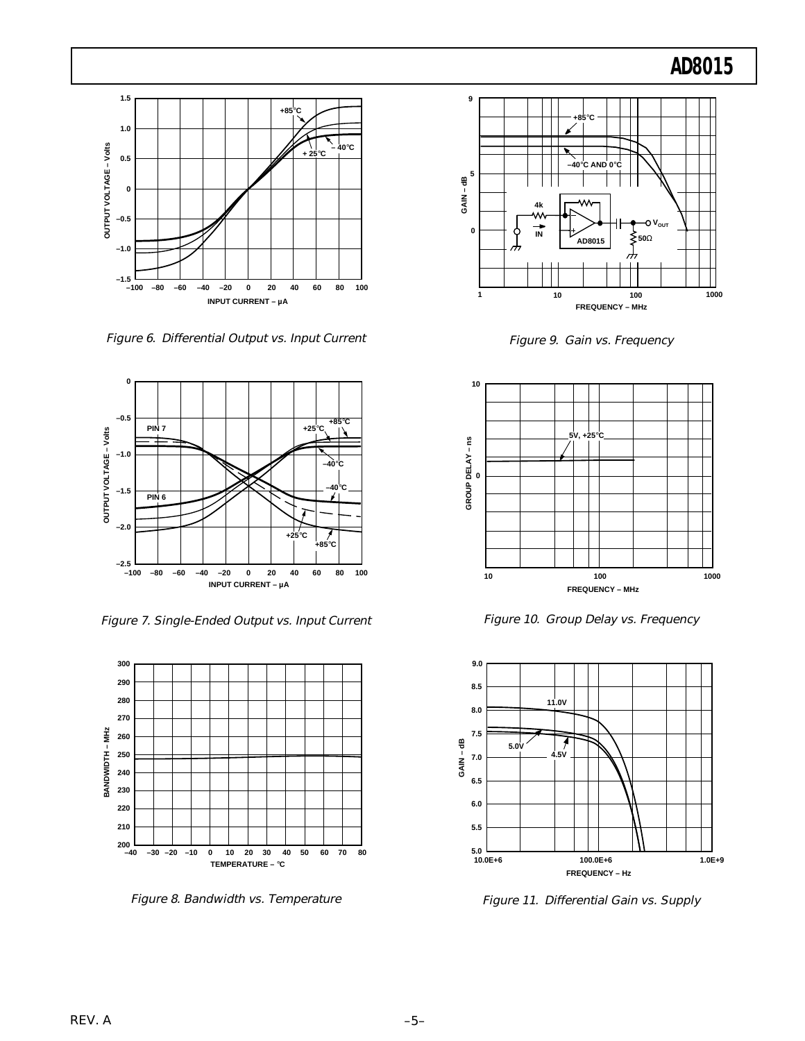Figure 6. Differential Output vs. Input Current

Figure 7. Single-Ended Output vs. Input Current

Figure 8. Bandwidth vs. Temperature

Figure 9. Gain vs. Frequency

Figure 10. Group Delay vs. Frequency

Figure 11. Differential Gain vs. Supply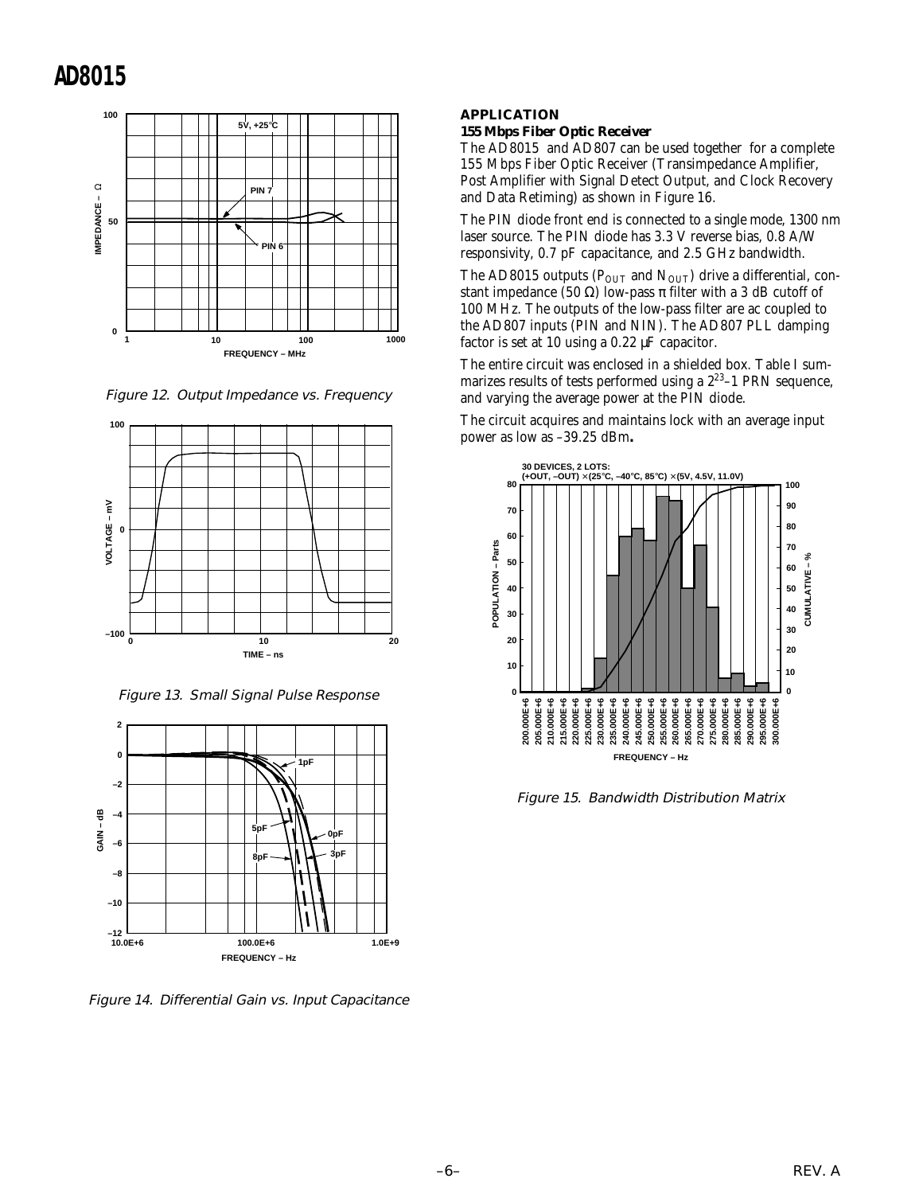Figure 12. Output Impedance vs. Frequency

Figure 13. Small Signal Pulse Response

Figure 14. Differential Gain vs. Input Capacitance

## APPLICATION

### 155 Mbps Fiber Optic Receiver

The AD8015 and AD807 can be used together for a complete 155 Mbps Fiber Optic Receiver (Transimpedance Amplifier, Post Amplifier with Signal Detect Output, and Clock Recovery and Data Retiming) as shown in Figure 16.

The PIN diode front end is connected to a single mode, 1300 nm laser source. The PIN diode has 3.3 V reverse bias, 0.8 A/W responsivity, 0.7 pF capacitance, and 2.5 GHz bandwidth.

The AD8015 outputs ($P_{OUT}$ and $N_{OUT}$) drive a differential, constant impedance (50 Ω) low-pass π filter with a 3 dB cutoff of 100 MHz. The outputs of the low-pass filter are ac coupled to the AD807 inputs (PIN and NIN). The AD807 PLL damping factor is set at 10 using a 0.22 µF capacitor.

The entire circuit was enclosed in a shielded box. Table I summarizes results of tests performed using a $2^{23}$–1 PRN sequence, and varying the average power at the PIN diode.

The circuit acquires and maintains lock with an average input power as low as –39.25 dBm**.**

Figure 15. Bandwidth Distribution Matrix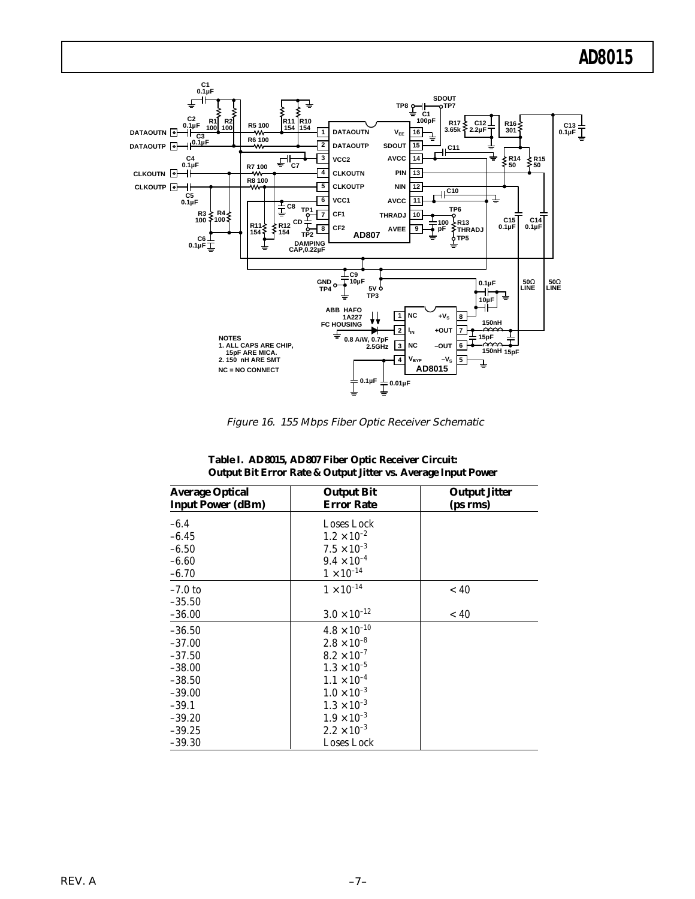Figure 16. 155 Mbps Fiber Optic Receiver Schematic

**Table I. AD8015, AD807 Fiber Optic Receiver Circuit: Output Bit Error Rate & Output Jitter vs. Average Input Power**

| Average Optical Input Power (dBm) | Output Bit Error Rate | Output Jitter (ps rms) |
|---|---|---|
| –6.4 | Loses Lock | |
| –6.45 | $1.2 \times 10^{-2}$ | |
| –6.50 | $7.5 \times 10^{-3}$ | |
| –6.60 | $9.4 \times 10^{-4}$ | |
| –6.70 | $1 \times 10^{-14}$ | |
| –7.0 to –35.50 | $1 \times 10^{-14}$ | < 40 |
| –36.00 | $3.0 \times 10^{-12}$ | < 40 |
| –36.50 | $4.8 \times 10^{-10}$ | |
| –37.00 | $2.8 \times 10^{-8}$ | |
| –37.50 | $8.2 \times 10^{-7}$ | |
| –38.00 | $1.3 \times 10^{-5}$ | |
| –38.50 | $1.1 \times 10^{-4}$ | |
| –39.00 | $1.0 \times 10^{-3}$ | |
| –39.1 | $1.3 \times 10^{-3}$ | |
| –39.20 | $1.9 \times 10^{-3}$ | |
| –39.25 | $2.2 \times 10^{-3}$ | |
| –39.30 | Loses Lock | |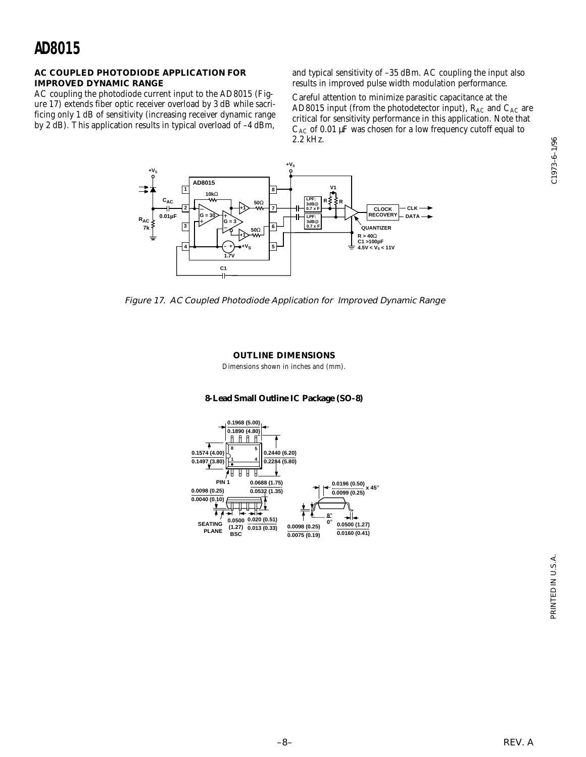## AC COUPLED PHOTODIODE APPLICATION FOR IMPROVED DYNAMIC RANGE

AC coupling the photodiode current input to the AD8015 (Figure 17) extends fiber optic receiver overload by 3 dB while sacrificing only 1 dB of sensitivity (increasing receiver dynamic range by 2 dB). This application results in typical overload of –4 dBm, and typical sensitivity of –35 dBm. AC coupling the input also results in improved pulse width modulation performance.

Careful attention to minimize parasitic capacitance at the AD8015 input (from the photodetector input), $R_{AC}$ and $C_{AC}$ are critical for sensitivity performance in this application. Note that $C_{AC}$ of 0.01 µF was chosen for a low frequency cutoff equal to 2.2 kHz.

+VS
+VS
AD8015
CAC
0.01µF
RAC
7k
10kΩ
G = 30
G = 3
+1
+1
50Ω
50Ω
1.7V
+VS
C1
V1
R
R
LPF: 3dB@ 0.7 x F
LPF: 3dB@ 0.7 x F
CLOCK RECOVERY
CLK
DATA
QUANTIZER
R > 40Ω
C1 >100pF
4.5V < VS < 11V

*Figure 17. AC Coupled Photodiode Application for Improved Dynamic Range*

## OUTLINE DIMENSIONS

Dimensions shown in inches and (mm).

### 8-Lead Small Outline IC Package (SO-8)

0.1968 (5.00)
0.1890 (4.80)
0.1574 (4.00)
0.1497 (3.80)
0.2440 (6.20)
0.2284 (5.80)
PIN 1
0.0688 (1.75)
0.0532 (1.35)
0.0098 (0.25)
0.0040 (0.10)
SEATING PLANE
0.0500 (1.27) BSC
0.020 (0.51)
0.013 (0.33)
0.0196 (0.50)
0.0099 (0.25)
x 45°
8°
0°
0.0098 (0.25)
0.0075 (0.19)
0.0500 (1.27)
0.0160 (0.41)

C1973–6–1/96

PRINTED IN U.S.A.